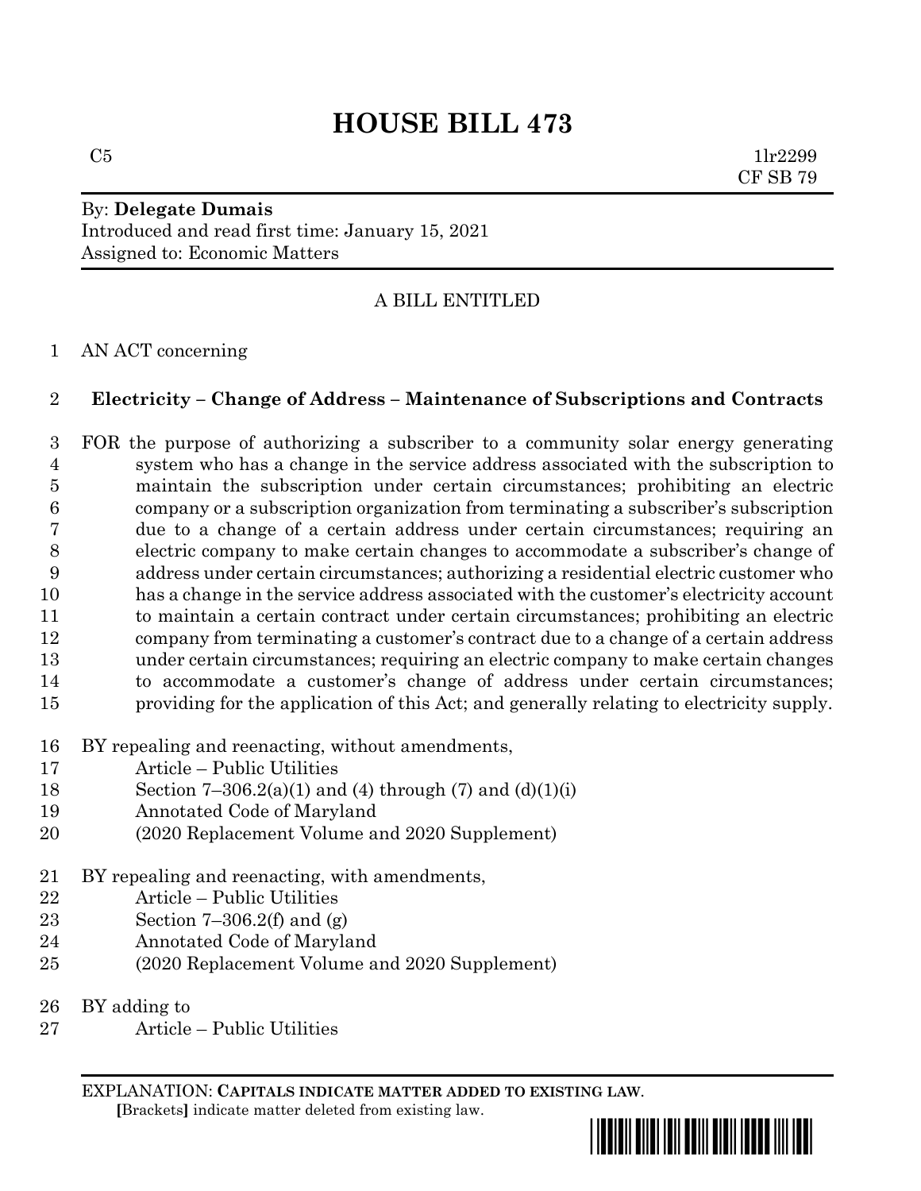# HOUSE BILL 473

C5 1lr2299
CF SB 79

By: **Delegate Dumais**
Introduced and read first time: January 15, 2021
Assigned to: Economic Matters

A BILL ENTITLED

1 AN ACT concerning

2 **Electricity – Change of Address – Maintenance of Subscriptions and Contracts**

3 FOR the purpose of authorizing a subscriber to a community solar energy generating
4 system who has a change in the service address associated with the subscription to
5 maintain the subscription under certain circumstances; prohibiting an electric
6 company or a subscription organization from terminating a subscriber's subscription
7 due to a change of a certain address under certain circumstances; requiring an
8 electric company to make certain changes to accommodate a subscriber's change of
9 address under certain circumstances; authorizing a residential electric customer who
10 has a change in the service address associated with the customer's electricity account
11 to maintain a certain contract under certain circumstances; prohibiting an electric
12 company from terminating a customer's contract due to a change of a certain address
13 under certain circumstances; requiring an electric company to make certain changes
14 to accommodate a customer's change of address under certain circumstances;
15 providing for the application of this Act; and generally relating to electricity supply.

16 BY repealing and reenacting, without amendments,
17 Article – Public Utilities
18 Section 7–306.2(a)(1) and (4) through (7) and (d)(1)(i)
19 Annotated Code of Maryland
20 (2020 Replacement Volume and 2020 Supplement)

21 BY repealing and reenacting, with amendments,
22 Article – Public Utilities
23 Section 7–306.2(f) and (g)
24 Annotated Code of Maryland
25 (2020 Replacement Volume and 2020 Supplement)

26 BY adding to
27 Article – Public Utilities

EXPLANATION: **CAPITALS INDICATE MATTER ADDED TO EXISTING LAW**.
[Brackets] indicate matter deleted from existing law.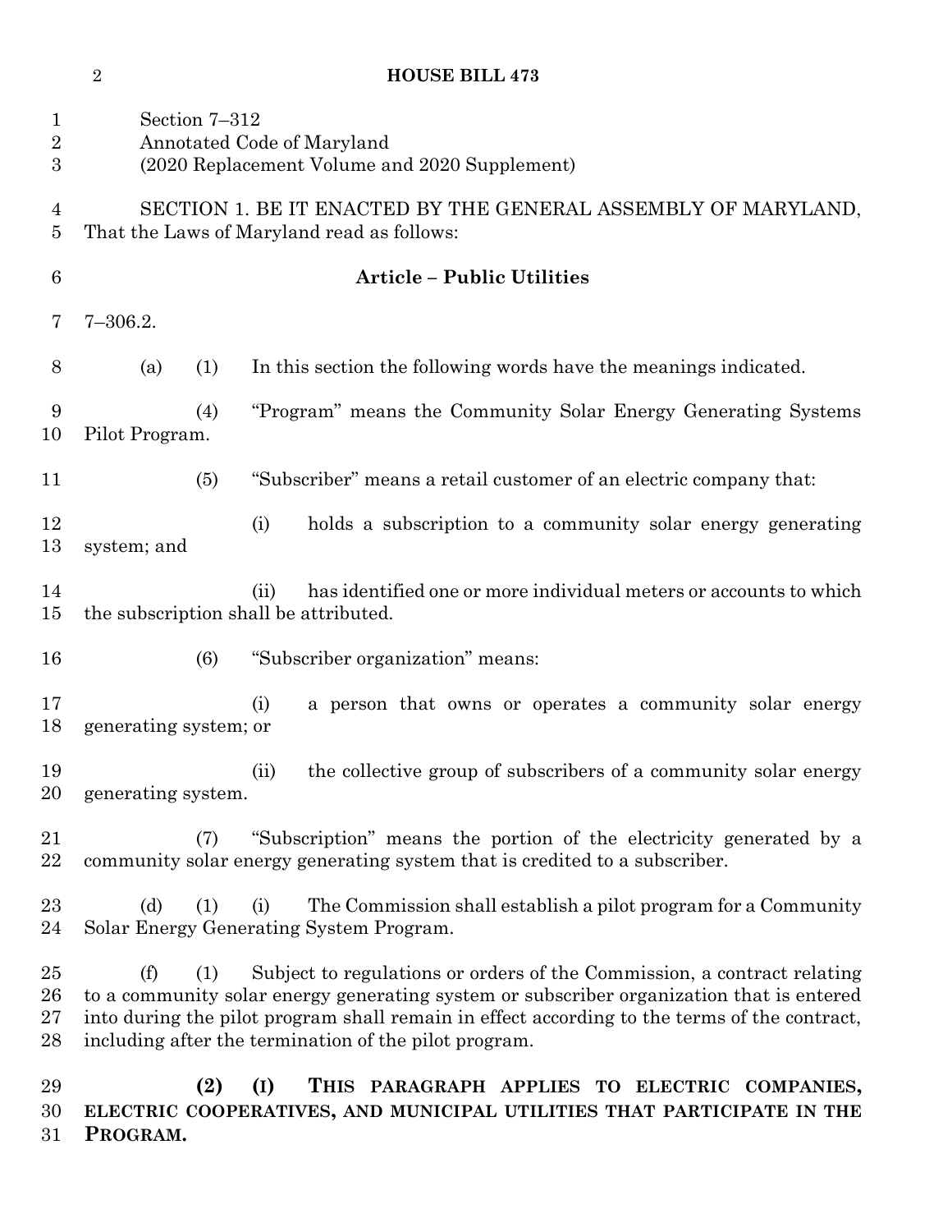Section 7–312
Annotated Code of Maryland
(2020 Replacement Volume and 2020 Supplement)

SECTION 1. BE IT ENACTED BY THE GENERAL ASSEMBLY OF MARYLAND, That the Laws of Maryland read as follows:

**Article – Public Utilities**

7–306.2.

(a) (1) In this section the following words have the meanings indicated.

(4) "Program" means the Community Solar Energy Generating Systems Pilot Program.

(5) "Subscriber" means a retail customer of an electric company that:

(i) holds a subscription to a community solar energy generating system; and

(ii) has identified one or more individual meters or accounts to which the subscription shall be attributed.

(6) "Subscriber organization" means:

(i) a person that owns or operates a community solar energy generating system; or

(ii) the collective group of subscribers of a community solar energy generating system.

(7) "Subscription" means the portion of the electricity generated by a community solar energy generating system that is credited to a subscriber.

(d) (1) (i) The Commission shall establish a pilot program for a Community Solar Energy Generating System Program.

(f) (1) Subject to regulations or orders of the Commission, a contract relating to a community solar energy generating system or subscriber organization that is entered into during the pilot program shall remain in effect according to the terms of the contract, including after the termination of the pilot program.

**(2) (I) THIS PARAGRAPH APPLIES TO ELECTRIC COMPANIES, ELECTRIC COOPERATIVES, AND MUNICIPAL UTILITIES THAT PARTICIPATE IN THE PROGRAM.**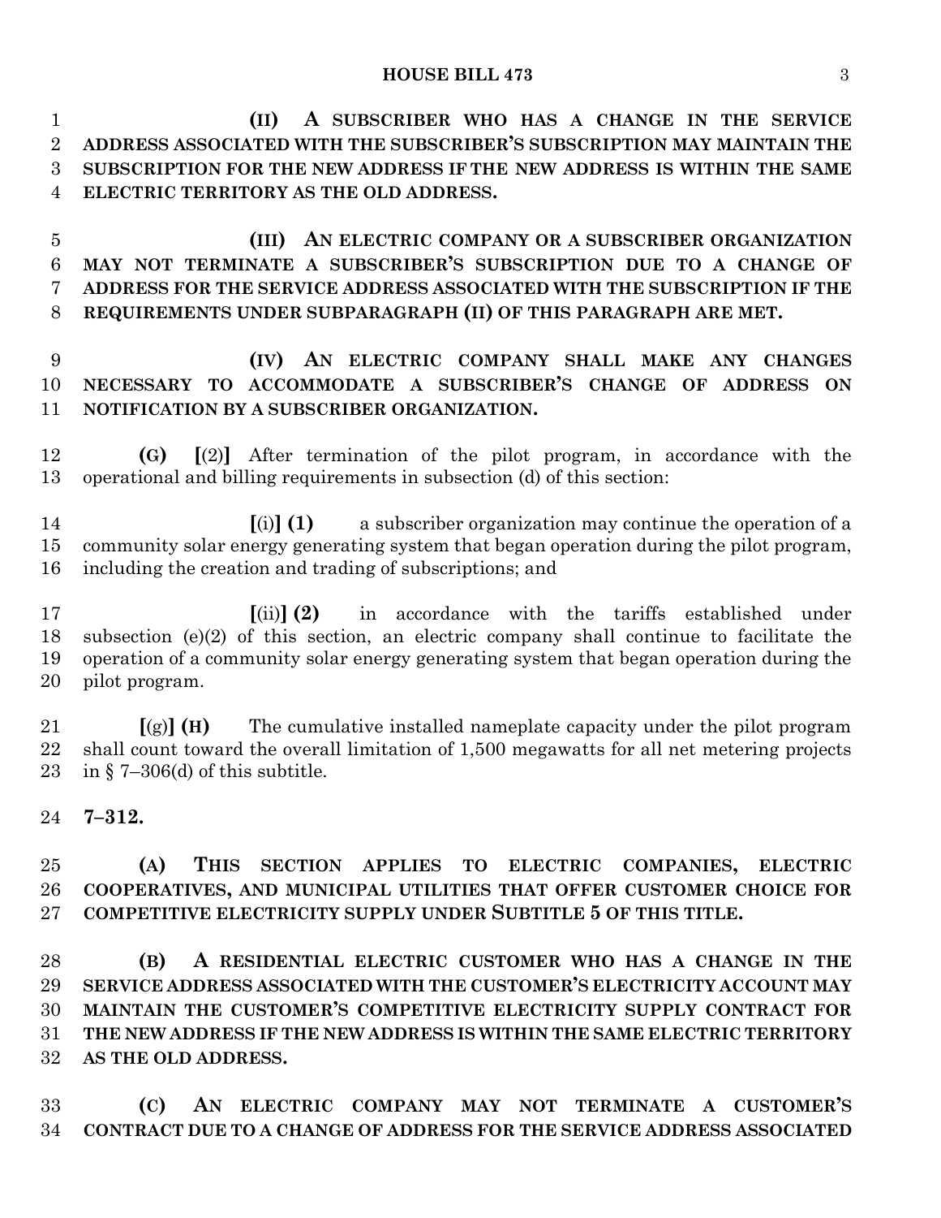**(II) A SUBSCRIBER WHO HAS A CHANGE IN THE SERVICE ADDRESS ASSOCIATED WITH THE SUBSCRIBER'S SUBSCRIPTION MAY MAINTAIN THE SUBSCRIPTION FOR THE NEW ADDRESS IF THE NEW ADDRESS IS WITHIN THE SAME ELECTRIC TERRITORY AS THE OLD ADDRESS.**

**(III) AN ELECTRIC COMPANY OR A SUBSCRIBER ORGANIZATION MAY NOT TERMINATE A SUBSCRIBER'S SUBSCRIPTION DUE TO A CHANGE OF ADDRESS FOR THE SERVICE ADDRESS ASSOCIATED WITH THE SUBSCRIPTION IF THE REQUIREMENTS UNDER SUBPARAGRAPH (II) OF THIS PARAGRAPH ARE MET.**

**(IV) AN ELECTRIC COMPANY SHALL MAKE ANY CHANGES NECESSARY TO ACCOMMODATE A SUBSCRIBER'S CHANGE OF ADDRESS ON NOTIFICATION BY A SUBSCRIBER ORGANIZATION.**

**(G)** **[**(2)**]** After termination of the pilot program, in accordance with the operational and billing requirements in subsection (d) of this section:

**[**(i)**]** **(1)** a subscriber organization may continue the operation of a community solar energy generating system that began operation during the pilot program, including the creation and trading of subscriptions; and

**[**(ii)**]** **(2)** in accordance with the tariffs established under subsection (e)(2) of this section, an electric company shall continue to facilitate the operation of a community solar energy generating system that began operation during the pilot program.

**[**(g)**]** **(H)** The cumulative installed nameplate capacity under the pilot program shall count toward the overall limitation of 1,500 megawatts for all net metering projects in § 7–306(d) of this subtitle.

**7–312.**

**(A) THIS SECTION APPLIES TO ELECTRIC COMPANIES, ELECTRIC COOPERATIVES, AND MUNICIPAL UTILITIES THAT OFFER CUSTOMER CHOICE FOR COMPETITIVE ELECTRICITY SUPPLY UNDER SUBTITLE 5 OF THIS TITLE.**

**(B) A RESIDENTIAL ELECTRIC CUSTOMER WHO HAS A CHANGE IN THE SERVICE ADDRESS ASSOCIATED WITH THE CUSTOMER'S ELECTRICITY ACCOUNT MAY MAINTAIN THE CUSTOMER'S COMPETITIVE ELECTRICITY SUPPLY CONTRACT FOR THE NEW ADDRESS IF THE NEW ADDRESS IS WITHIN THE SAME ELECTRIC TERRITORY AS THE OLD ADDRESS.**

**(C) AN ELECTRIC COMPANY MAY NOT TERMINATE A CUSTOMER'S CONTRACT DUE TO A CHANGE OF ADDRESS FOR THE SERVICE ADDRESS ASSOCIATED**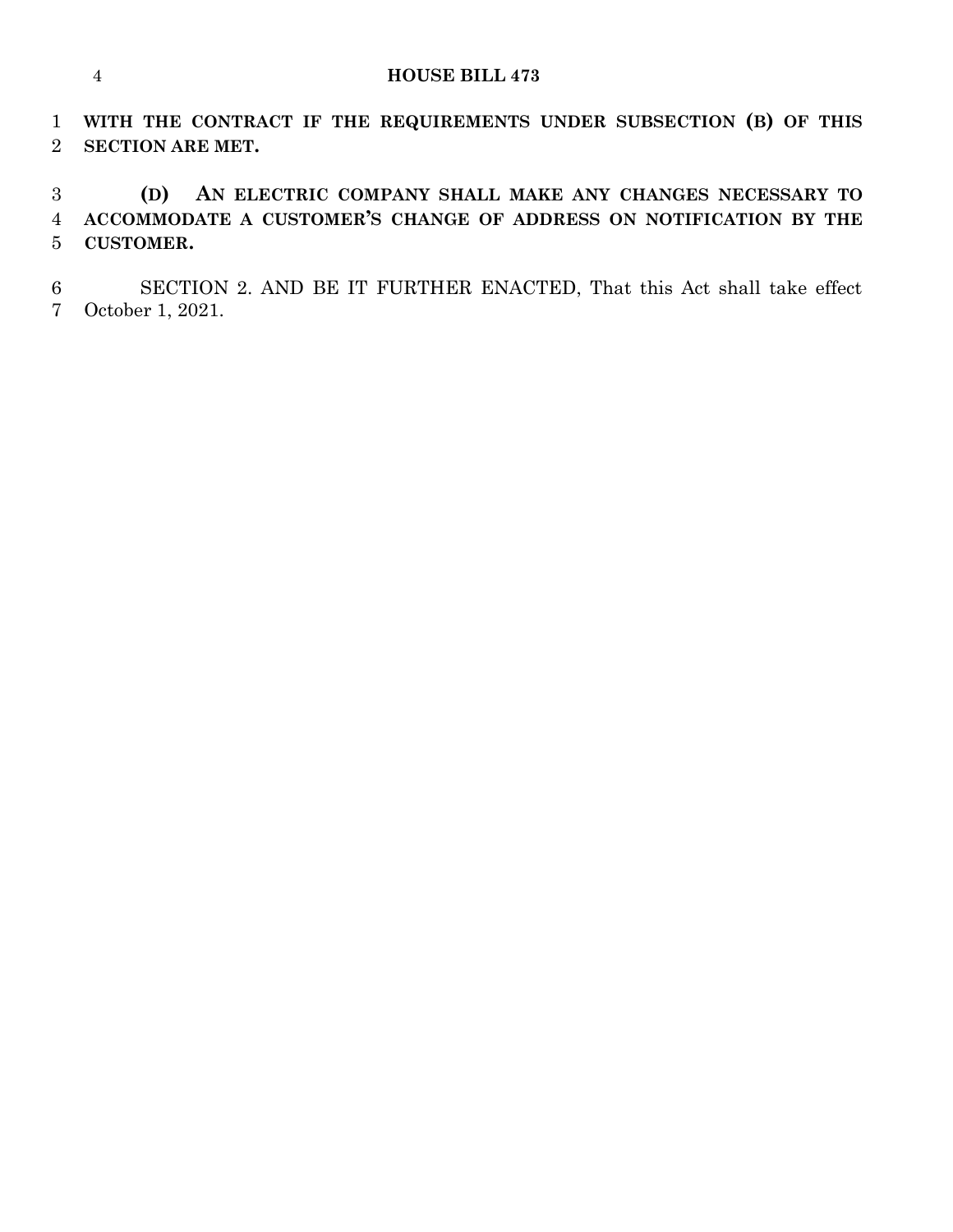**WITH THE CONTRACT IF THE REQUIREMENTS UNDER SUBSECTION (B) OF THIS SECTION ARE MET.**

**(D) AN ELECTRIC COMPANY SHALL MAKE ANY CHANGES NECESSARY TO ACCOMMODATE A CUSTOMER'S CHANGE OF ADDRESS ON NOTIFICATION BY THE CUSTOMER.**

SECTION 2. AND BE IT FURTHER ENACTED, That this Act shall take effect October 1, 2021.